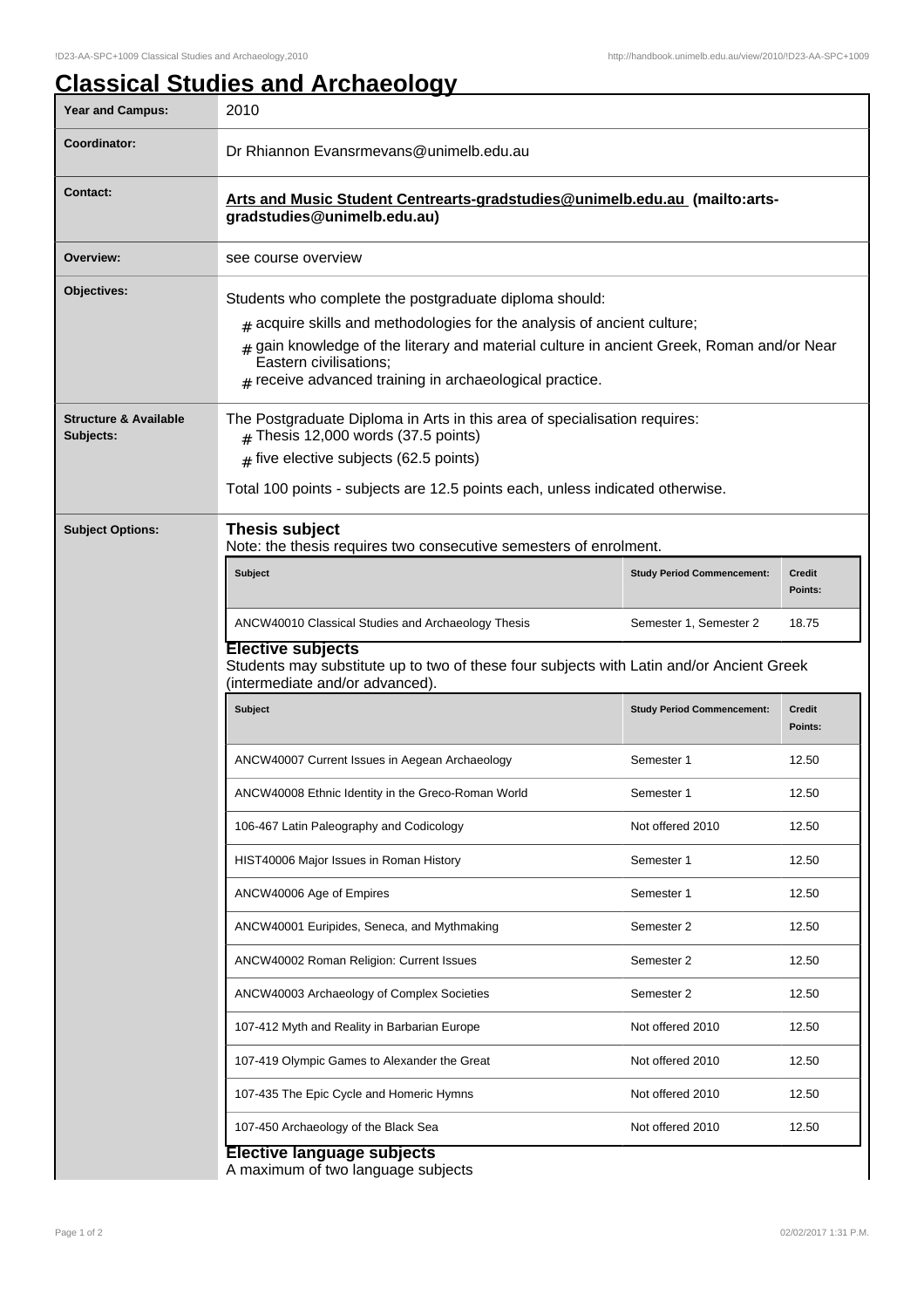# Classical Studies and Archaeology

| Year and Campus: | 2010 |
|---|---|
| Coordinator: | Dr Rhiannon Evansrmevans@unimelb.edu.au |
| Contact: | **Arts and Music Student Centrearts-gradstudies@unimelb.edu.au (mailto:arts-gradstudies@unimelb.edu.au)** |
| Overview: | see course overview |
| Objectives: | Students who complete the postgraduate diploma should: # acquire skills and methodologies for the analysis of ancient culture; # gain knowledge of the literary and material culture in ancient Greek, Roman and/or Near Eastern civilisations; # receive advanced training in archaeological practice. |
| Structure & Available Subjects: | The Postgraduate Diploma in Arts in this area of specialisation requires: # Thesis 12,000 words (37.5 points) # five elective subjects (62.5 points) Total 100 points - subjects are 12.5 points each, unless indicated otherwise. |

## Subject Options:

### Thesis subject

Note: the thesis requires two consecutive semesters of enrolment.

| Subject | Study Period Commencement: | Credit Points: |
|---|---|---|
| ANCW40010 Classical Studies and Archaeology Thesis | Semester 1, Semester 2 | 18.75 |

### Elective subjects

Students may substitute up to two of these four subjects with Latin and/or Ancient Greek (intermediate and/or advanced).

| Subject | Study Period Commencement: | Credit Points: |
|---|---|---|
| ANCW40007 Current Issues in Aegean Archaeology | Semester 1 | 12.50 |
| ANCW40008 Ethnic Identity in the Greco-Roman World | Semester 1 | 12.50 |
| 106-467 Latin Paleography and Codicology | Not offered 2010 | 12.50 |
| HIST40006 Major Issues in Roman History | Semester 1 | 12.50 |
| ANCW40006 Age of Empires | Semester 1 | 12.50 |
| ANCW40001 Euripides, Seneca, and Mythmaking | Semester 2 | 12.50 |
| ANCW40002 Roman Religion: Current Issues | Semester 2 | 12.50 |
| ANCW40003 Archaeology of Complex Societies | Semester 2 | 12.50 |
| 107-412 Myth and Reality in Barbarian Europe | Not offered 2010 | 12.50 |
| 107-419 Olympic Games to Alexander the Great | Not offered 2010 | 12.50 |
| 107-435 The Epic Cycle and Homeric Hymns | Not offered 2010 | 12.50 |
| 107-450 Archaeology of the Black Sea | Not offered 2010 | 12.50 |

### Elective language subjects

A maximum of two language subjects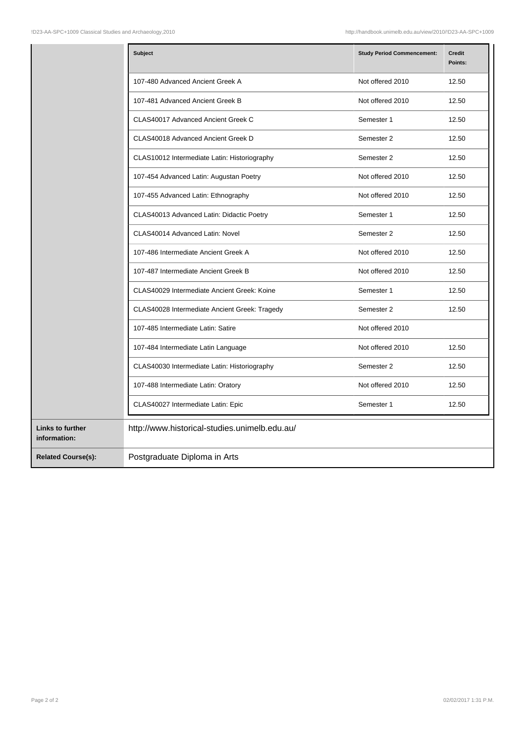| | Subject | Study Period Commencement: | Credit Points: |
|---|---|---|---|
| | 107-480 Advanced Ancient Greek A | Not offered 2010 | 12.50 |
| | 107-481 Advanced Ancient Greek B | Not offered 2010 | 12.50 |
| | CLAS40017 Advanced Ancient Greek C | Semester 1 | 12.50 |
| | CLAS40018 Advanced Ancient Greek D | Semester 2 | 12.50 |
| | CLAS10012 Intermediate Latin: Historiography | Semester 2 | 12.50 |
| | 107-454 Advanced Latin: Augustan Poetry | Not offered 2010 | 12.50 |
| | 107-455 Advanced Latin: Ethnography | Not offered 2010 | 12.50 |
| | CLAS40013 Advanced Latin: Didactic Poetry | Semester 1 | 12.50 |
| | CLAS40014 Advanced Latin: Novel | Semester 2 | 12.50 |
| | 107-486 Intermediate Ancient Greek A | Not offered 2010 | 12.50 |
| | 107-487 Intermediate Ancient Greek B | Not offered 2010 | 12.50 |
| | CLAS40029 Intermediate Ancient Greek: Koine | Semester 1 | 12.50 |
| | CLAS40028 Intermediate Ancient Greek: Tragedy | Semester 2 | 12.50 |
| | 107-485 Intermediate Latin: Satire | Not offered 2010 | |
| | 107-484 Intermediate Latin Language | Not offered 2010 | 12.50 |
| | CLAS40030 Intermediate Latin: Historiography | Semester 2 | 12.50 |
| | 107-488 Intermediate Latin: Oratory | Not offered 2010 | 12.50 |
| | CLAS40027 Intermediate Latin: Epic | Semester 1 | 12.50 |
| **Links to further information:** | http://www.historical-studies.unimelb.edu.au/ | | |
| **Related Course(s):** | Postgraduate Diploma in Arts | | |